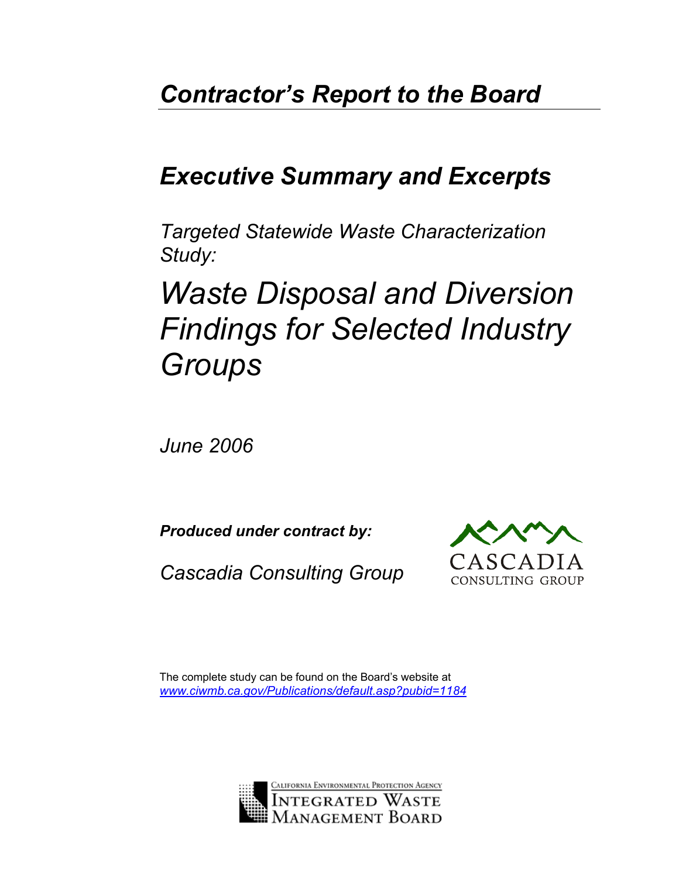# *Contractor's Report to the Board*

## *Executive Summary and Excerpts*

*Targeted Statewide Waste Characterization Study:*

# *Waste Disposal and Diversion Findings for Selected Industry Groups*

*June 2006*

***Produced under contract by:***

*Cascadia Consulting Group*

CASCADIA CONSULTING GROUP

The complete study can be found on the Board's website at *www.ciwmb.ca.gov/Publications/default.asp?pubid=1184*

California Environmental Protection Agency
Integrated Waste Management Board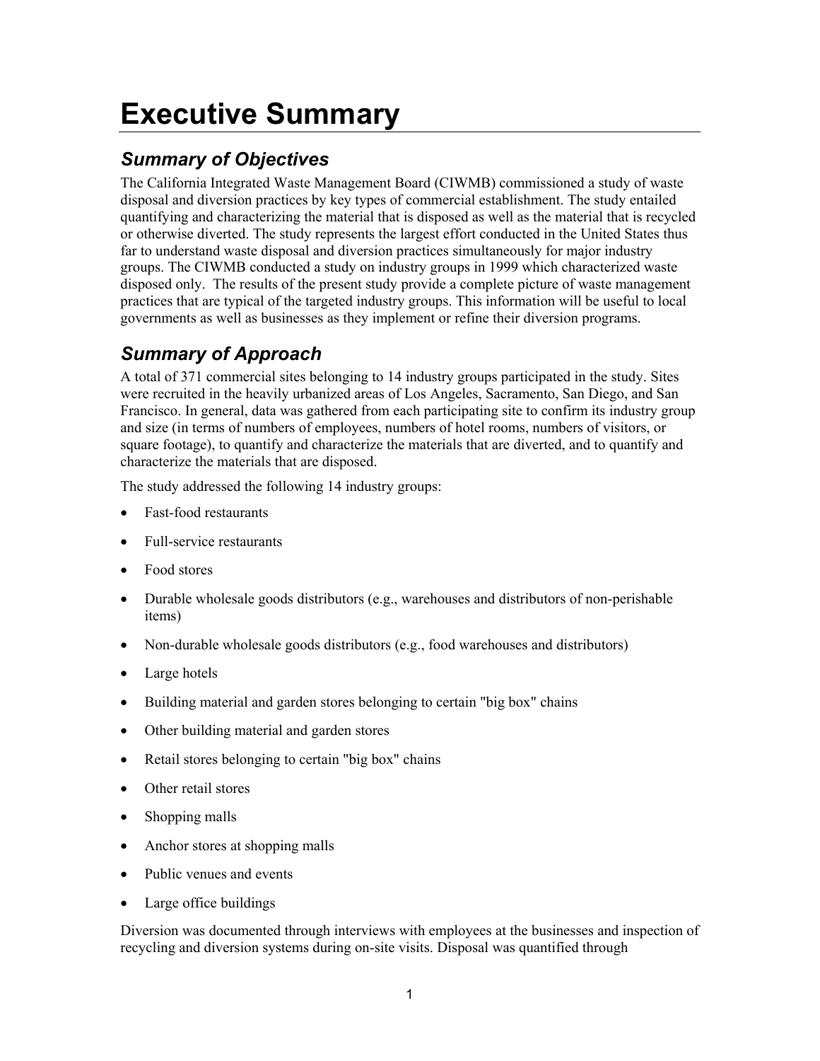# Executive Summary

## *Summary of Objectives*

The California Integrated Waste Management Board (CIWMB) commissioned a study of waste disposal and diversion practices by key types of commercial establishment. The study entailed quantifying and characterizing the material that is disposed as well as the material that is recycled or otherwise diverted. The study represents the largest effort conducted in the United States thus far to understand waste disposal and diversion practices simultaneously for major industry groups. The CIWMB conducted a study on industry groups in 1999 which characterized waste disposed only. The results of the present study provide a complete picture of waste management practices that are typical of the targeted industry groups. This information will be useful to local governments as well as businesses as they implement or refine their diversion programs.

## *Summary of Approach*

A total of 371 commercial sites belonging to 14 industry groups participated in the study. Sites were recruited in the heavily urbanized areas of Los Angeles, Sacramento, San Diego, and San Francisco. In general, data was gathered from each participating site to confirm its industry group and size (in terms of numbers of employees, numbers of hotel rooms, numbers of visitors, or square footage), to quantify and characterize the materials that are diverted, and to quantify and characterize the materials that are disposed.

The study addressed the following 14 industry groups:

- Fast-food restaurants
- Full-service restaurants
- Food stores
- Durable wholesale goods distributors (e.g., warehouses and distributors of non-perishable items)
- Non-durable wholesale goods distributors (e.g., food warehouses and distributors)
- Large hotels
- Building material and garden stores belonging to certain "big box" chains
- Other building material and garden stores
- Retail stores belonging to certain "big box" chains
- Other retail stores
- Shopping malls
- Anchor stores at shopping malls
- Public venues and events
- Large office buildings

Diversion was documented through interviews with employees at the businesses and inspection of recycling and diversion systems during on-site visits. Disposal was quantified through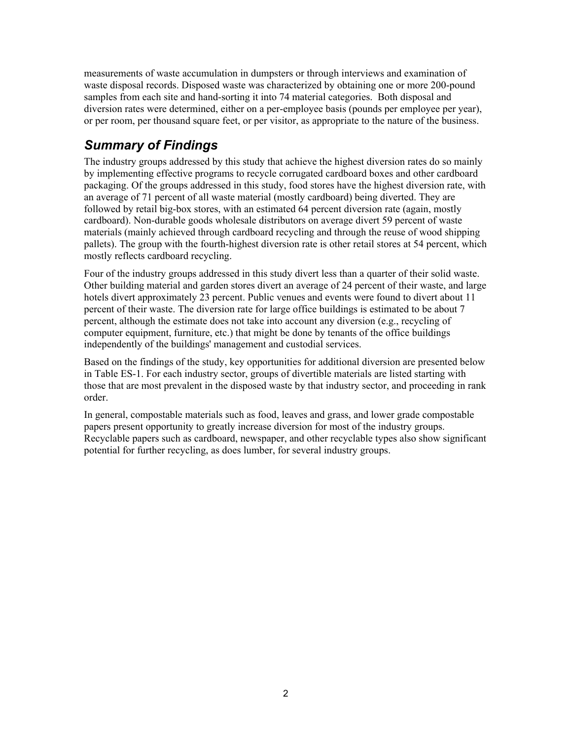measurements of waste accumulation in dumpsters or through interviews and examination of waste disposal records. Disposed waste was characterized by obtaining one or more 200-pound samples from each site and hand-sorting it into 74 material categories. Both disposal and diversion rates were determined, either on a per-employee basis (pounds per employee per year), or per room, per thousand square feet, or per visitor, as appropriate to the nature of the business.

## *Summary of Findings*

The industry groups addressed by this study that achieve the highest diversion rates do so mainly by implementing effective programs to recycle corrugated cardboard boxes and other cardboard packaging. Of the groups addressed in this study, food stores have the highest diversion rate, with an average of 71 percent of all waste material (mostly cardboard) being diverted. They are followed by retail big-box stores, with an estimated 64 percent diversion rate (again, mostly cardboard). Non-durable goods wholesale distributors on average divert 59 percent of waste materials (mainly achieved through cardboard recycling and through the reuse of wood shipping pallets). The group with the fourth-highest diversion rate is other retail stores at 54 percent, which mostly reflects cardboard recycling.

Four of the industry groups addressed in this study divert less than a quarter of their solid waste. Other building material and garden stores divert an average of 24 percent of their waste, and large hotels divert approximately 23 percent. Public venues and events were found to divert about 11 percent of their waste. The diversion rate for large office buildings is estimated to be about 7 percent, although the estimate does not take into account any diversion (e.g., recycling of computer equipment, furniture, etc.) that might be done by tenants of the office buildings independently of the buildings' management and custodial services.

Based on the findings of the study, key opportunities for additional diversion are presented below in Table ES-1. For each industry sector, groups of divertible materials are listed starting with those that are most prevalent in the disposed waste by that industry sector, and proceeding in rank order.

In general, compostable materials such as food, leaves and grass, and lower grade compostable papers present opportunity to greatly increase diversion for most of the industry groups. Recyclable papers such as cardboard, newspaper, and other recyclable types also show significant potential for further recycling, as does lumber, for several industry groups.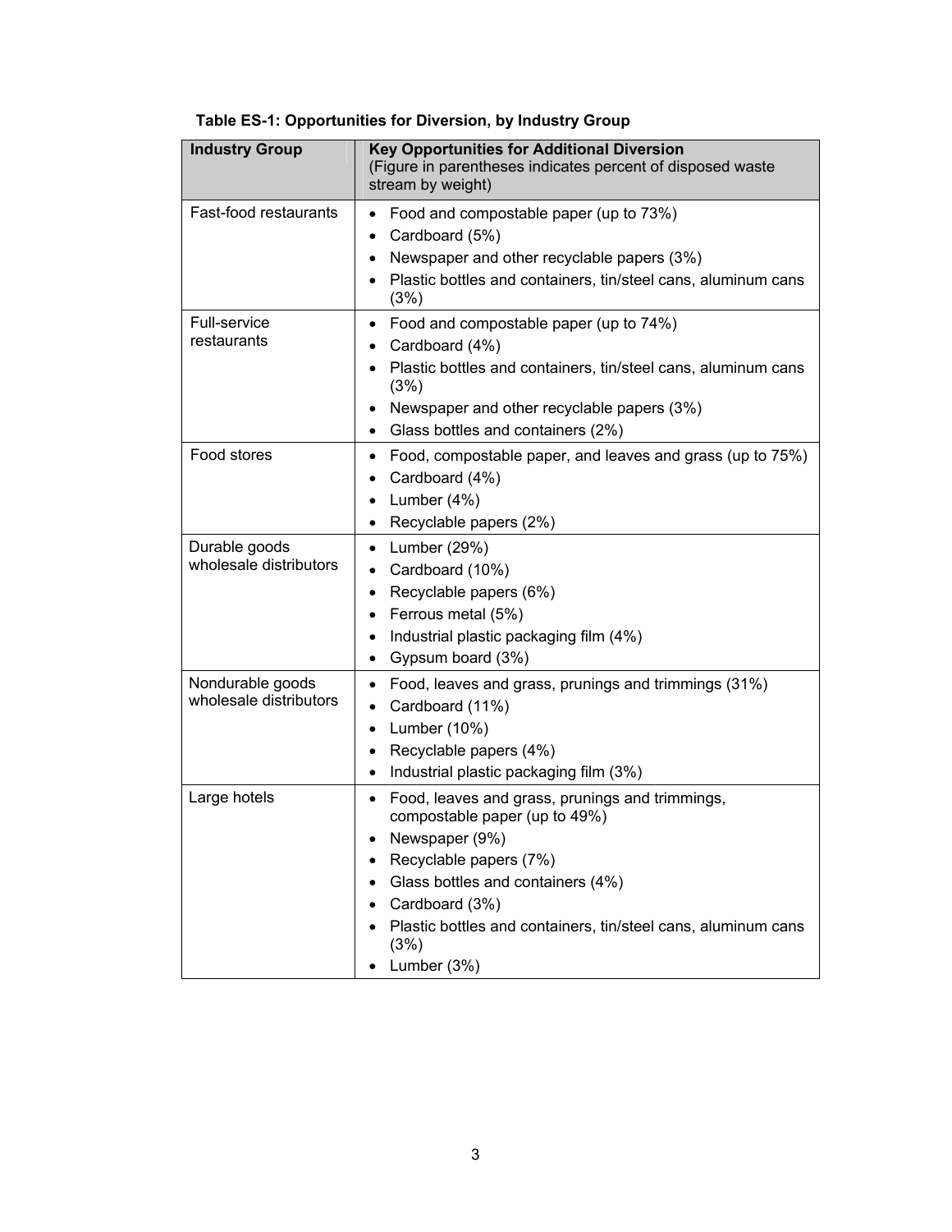**Table ES-1: Opportunities for Diversion, by Industry Group**

| Industry Group | Key Opportunities for Additional Diversion (Figure in parentheses indicates percent of disposed waste stream by weight) |
|---|---|
| Fast-food restaurants | • Food and compostable paper (up to 73%)<br>• Cardboard (5%)<br>• Newspaper and other recyclable papers (3%)<br>• Plastic bottles and containers, tin/steel cans, aluminum cans (3%) |
| Full-service restaurants | • Food and compostable paper (up to 74%)<br>• Cardboard (4%)<br>• Plastic bottles and containers, tin/steel cans, aluminum cans (3%)<br>• Newspaper and other recyclable papers (3%)<br>• Glass bottles and containers (2%) |
| Food stores | • Food, compostable paper, and leaves and grass (up to 75%)<br>• Cardboard (4%)<br>• Lumber (4%)<br>• Recyclable papers (2%) |
| Durable goods wholesale distributors | • Lumber (29%)<br>• Cardboard (10%)<br>• Recyclable papers (6%)<br>• Ferrous metal (5%)<br>• Industrial plastic packaging film (4%)<br>• Gypsum board (3%) |
| Nondurable goods wholesale distributors | • Food, leaves and grass, prunings and trimmings (31%)<br>• Cardboard (11%)<br>• Lumber (10%)<br>• Recyclable papers (4%)<br>• Industrial plastic packaging film (3%) |
| Large hotels | • Food, leaves and grass, prunings and trimmings, compostable paper (up to 49%)<br>• Newspaper (9%)<br>• Recyclable papers (7%)<br>• Glass bottles and containers (4%)<br>• Cardboard (3%)<br>• Plastic bottles and containers, tin/steel cans, aluminum cans (3%)<br>• Lumber (3%) |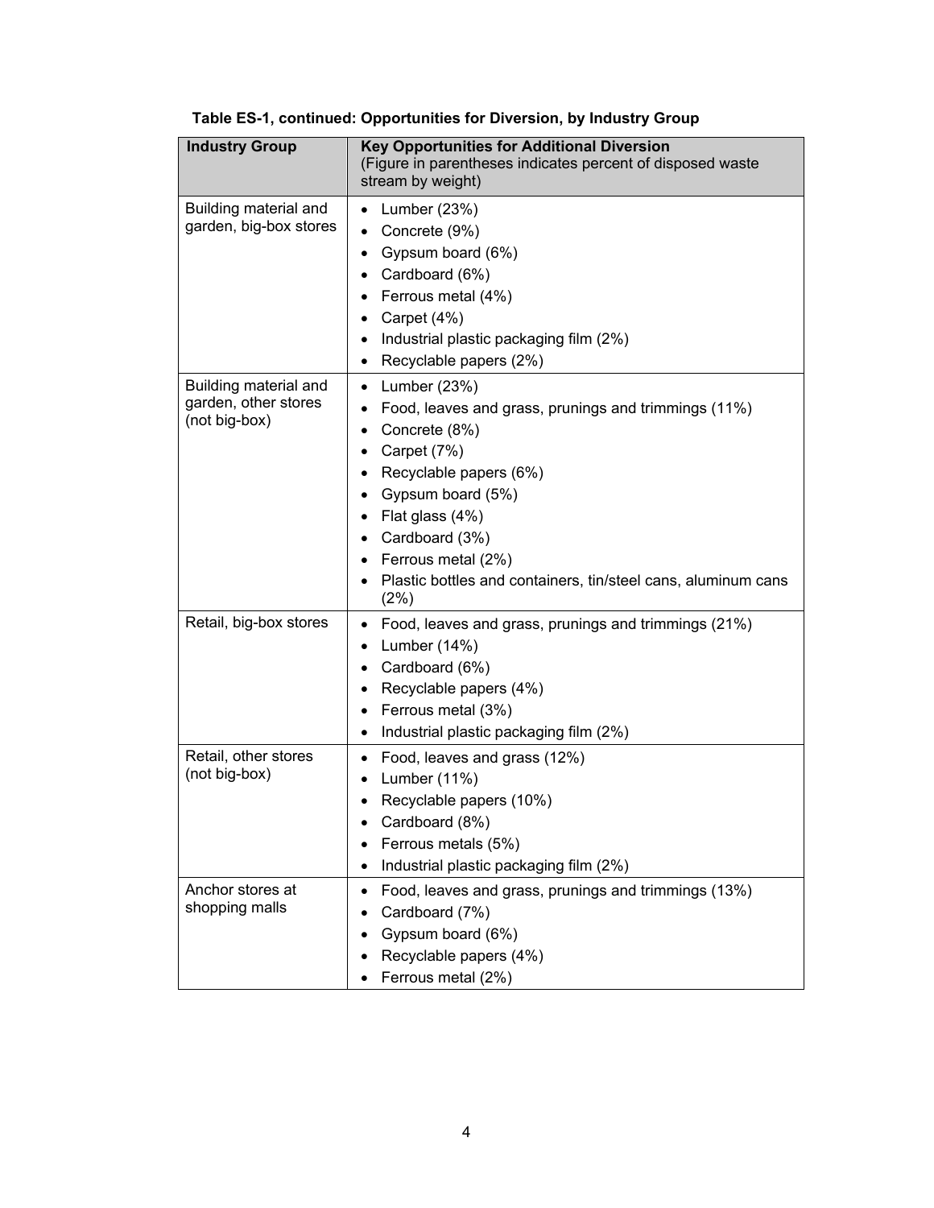**Table ES-1, continued: Opportunities for Diversion, by Industry Group**

| Industry Group | **Key Opportunities for Additional Diversion** (Figure in parentheses indicates percent of disposed waste stream by weight) |
|---|---|
| Building material and garden, big-box stores | • Lumber (23%)<br>• Concrete (9%)<br>• Gypsum board (6%)<br>• Cardboard (6%)<br>• Ferrous metal (4%)<br>• Carpet (4%)<br>• Industrial plastic packaging film (2%)<br>• Recyclable papers (2%) |
| Building material and garden, other stores (not big-box) | • Lumber (23%)<br>• Food, leaves and grass, prunings and trimmings (11%)<br>• Concrete (8%)<br>• Carpet (7%)<br>• Recyclable papers (6%)<br>• Gypsum board (5%)<br>• Flat glass (4%)<br>• Cardboard (3%)<br>• Ferrous metal (2%)<br>• Plastic bottles and containers, tin/steel cans, aluminum cans (2%) |
| Retail, big-box stores | • Food, leaves and grass, prunings and trimmings (21%)<br>• Lumber (14%)<br>• Cardboard (6%)<br>• Recyclable papers (4%)<br>• Ferrous metal (3%)<br>• Industrial plastic packaging film (2%) |
| Retail, other stores (not big-box) | • Food, leaves and grass (12%)<br>• Lumber (11%)<br>• Recyclable papers (10%)<br>• Cardboard (8%)<br>• Ferrous metals (5%)<br>• Industrial plastic packaging film (2%) |
| Anchor stores at shopping malls | • Food, leaves and grass, prunings and trimmings (13%)<br>• Cardboard (7%)<br>• Gypsum board (6%)<br>• Recyclable papers (4%)<br>• Ferrous metal (2%) |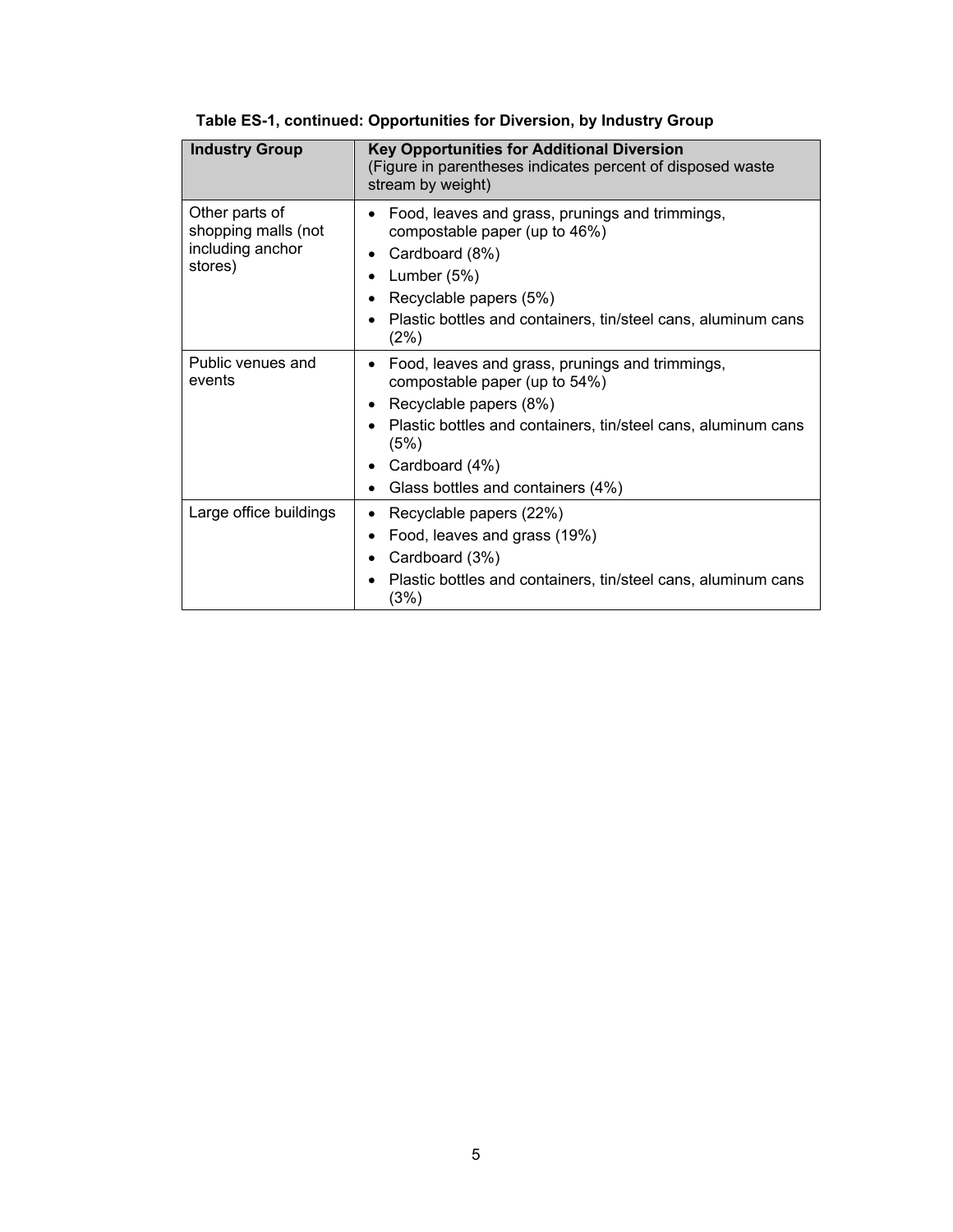**Table ES-1, continued: Opportunities for Diversion, by Industry Group**

| Industry Group | Key Opportunities for Additional Diversion (Figure in parentheses indicates percent of disposed waste stream by weight) |
|---|---|
| Other parts of shopping malls (not including anchor stores) | • Food, leaves and grass, prunings and trimmings, compostable paper (up to 46%)<br>• Cardboard (8%)<br>• Lumber (5%)<br>• Recyclable papers (5%)<br>• Plastic bottles and containers, tin/steel cans, aluminum cans (2%) |
| Public venues and events | • Food, leaves and grass, prunings and trimmings, compostable paper (up to 54%)<br>• Recyclable papers (8%)<br>• Plastic bottles and containers, tin/steel cans, aluminum cans (5%)<br>• Cardboard (4%)<br>• Glass bottles and containers (4%) |
| Large office buildings | • Recyclable papers (22%)<br>• Food, leaves and grass (19%)<br>• Cardboard (3%)<br>• Plastic bottles and containers, tin/steel cans, aluminum cans (3%) |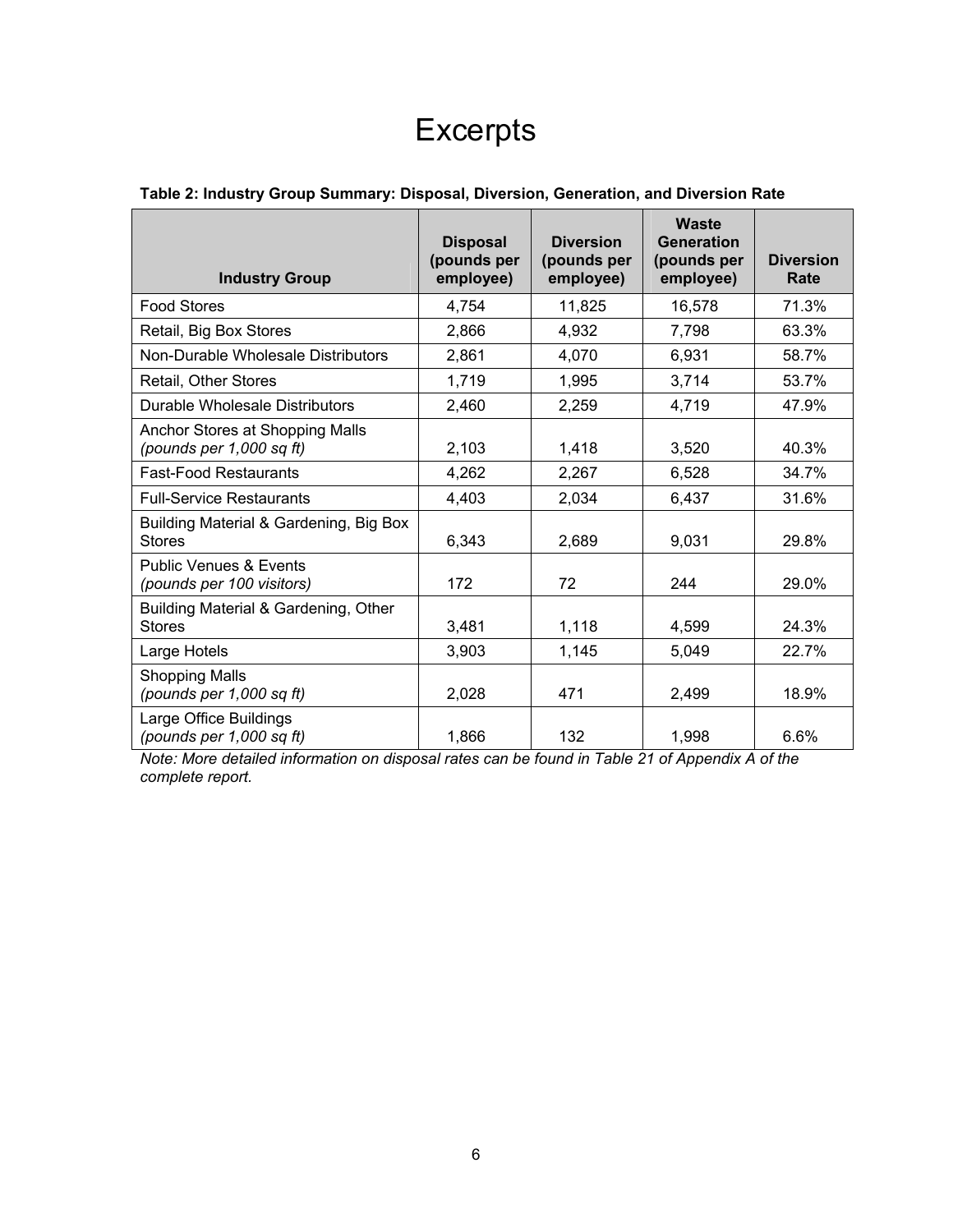# Excerpts

**Table 2: Industry Group Summary: Disposal, Diversion, Generation, and Diversion Rate**

| Industry Group | Disposal (pounds per employee) | Diversion (pounds per employee) | Waste Generation (pounds per employee) | Diversion Rate |
|---|---|---|---|---|
| Food Stores | 4,754 | 11,825 | 16,578 | 71.3% |
| Retail, Big Box Stores | 2,866 | 4,932 | 7,798 | 63.3% |
| Non-Durable Wholesale Distributors | 2,861 | 4,070 | 6,931 | 58.7% |
| Retail, Other Stores | 1,719 | 1,995 | 3,714 | 53.7% |
| Durable Wholesale Distributors | 2,460 | 2,259 | 4,719 | 47.9% |
| Anchor Stores at Shopping Malls *(pounds per 1,000 sq ft)* | 2,103 | 1,418 | 3,520 | 40.3% |
| Fast-Food Restaurants | 4,262 | 2,267 | 6,528 | 34.7% |
| Full-Service Restaurants | 4,403 | 2,034 | 6,437 | 31.6% |
| Building Material & Gardening, Big Box Stores | 6,343 | 2,689 | 9,031 | 29.8% |
| Public Venues & Events *(pounds per 100 visitors)* | 172 | 72 | 244 | 29.0% |
| Building Material & Gardening, Other Stores | 3,481 | 1,118 | 4,599 | 24.3% |
| Large Hotels | 3,903 | 1,145 | 5,049 | 22.7% |
| Shopping Malls *(pounds per 1,000 sq ft)* | 2,028 | 471 | 2,499 | 18.9% |
| Large Office Buildings *(pounds per 1,000 sq ft)* | 1,866 | 132 | 1,998 | 6.6% |

*Note: More detailed information on disposal rates can be found in Table 21 of Appendix A of the complete report.*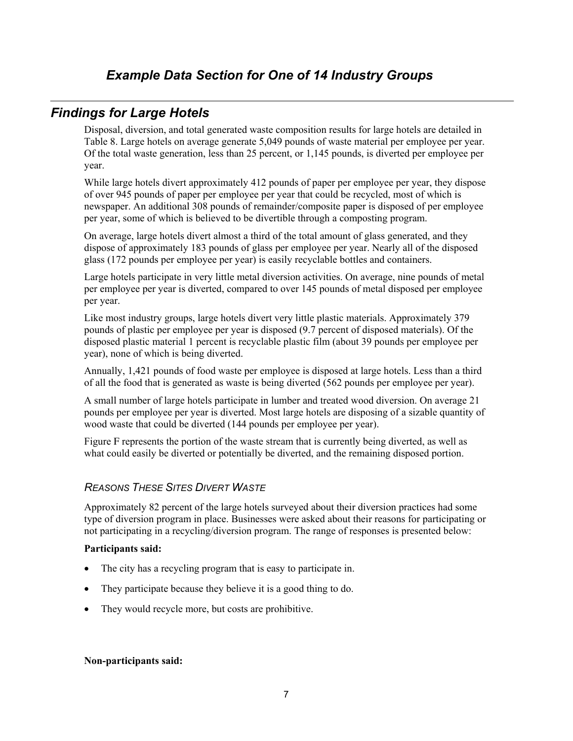## *Example Data Section for One of 14 Industry Groups*

## *Findings for Large Hotels*

Disposal, diversion, and total generated waste composition results for large hotels are detailed in Table 8. Large hotels on average generate 5,049 pounds of waste material per employee per year. Of the total waste generation, less than 25 percent, or 1,145 pounds, is diverted per employee per year.

While large hotels divert approximately 412 pounds of paper per employee per year, they dispose of over 945 pounds of paper per employee per year that could be recycled, most of which is newspaper. An additional 308 pounds of remainder/composite paper is disposed of per employee per year, some of which is believed to be divertible through a composting program.

On average, large hotels divert almost a third of the total amount of glass generated, and they dispose of approximately 183 pounds of glass per employee per year. Nearly all of the disposed glass (172 pounds per employee per year) is easily recyclable bottles and containers.

Large hotels participate in very little metal diversion activities. On average, nine pounds of metal per employee per year is diverted, compared to over 145 pounds of metal disposed per employee per year.

Like most industry groups, large hotels divert very little plastic materials. Approximately 379 pounds of plastic per employee per year is disposed (9.7 percent of disposed materials). Of the disposed plastic material 1 percent is recyclable plastic film (about 39 pounds per employee per year), none of which is being diverted.

Annually, 1,421 pounds of food waste per employee is disposed at large hotels. Less than a third of all the food that is generated as waste is being diverted (562 pounds per employee per year).

A small number of large hotels participate in lumber and treated wood diversion. On average 21 pounds per employee per year is diverted. Most large hotels are disposing of a sizable quantity of wood waste that could be diverted (144 pounds per employee per year).

Figure F represents the portion of the waste stream that is currently being diverted, as well as what could easily be diverted or potentially be diverted, and the remaining disposed portion.

### *Reasons These Sites Divert Waste*

Approximately 82 percent of the large hotels surveyed about their diversion practices had some type of diversion program in place. Businesses were asked about their reasons for participating or not participating in a recycling/diversion program. The range of responses is presented below:

**Participants said:**

- The city has a recycling program that is easy to participate in.
- They participate because they believe it is a good thing to do.
- They would recycle more, but costs are prohibitive.

**Non-participants said:**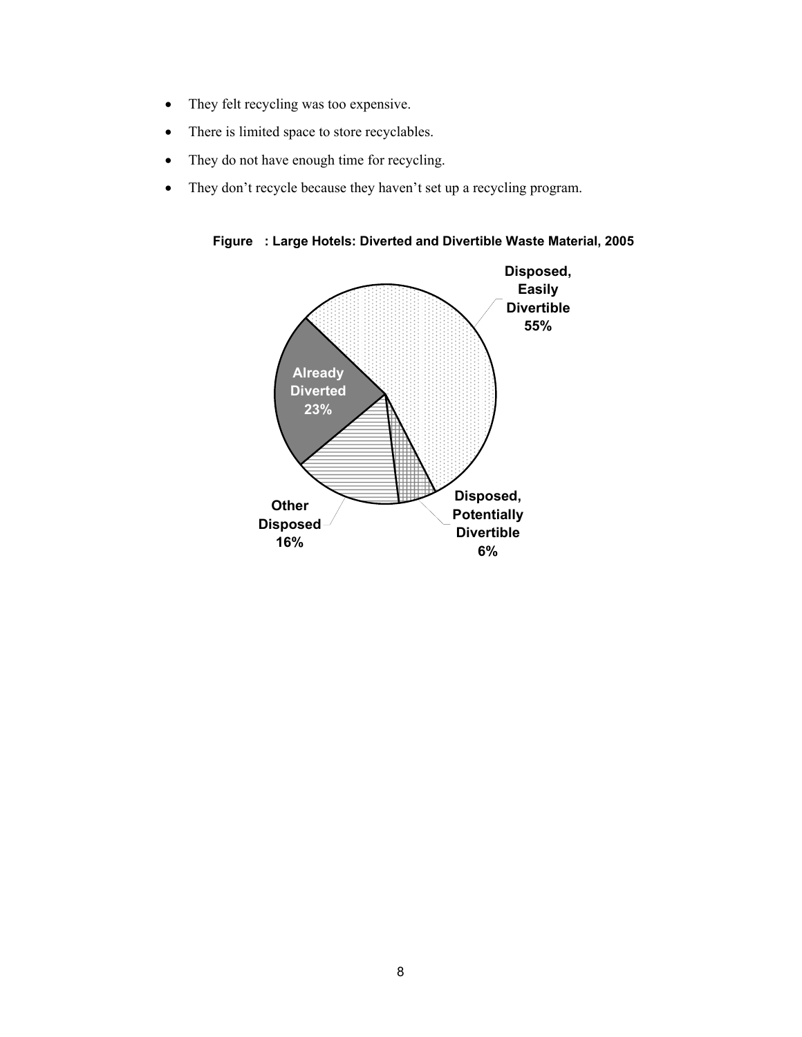- They felt recycling was too expensive.
- There is limited space to store recyclables.
- They do not have enough time for recycling.
- They don't recycle because they haven't set up a recycling program.

**Figure : Large Hotels: Diverted and Divertible Waste Material, 2005**

Disposed, Easily Divertible 55%

Already Diverted 23%

Other Disposed 16%

Disposed, Potentially Divertible 6%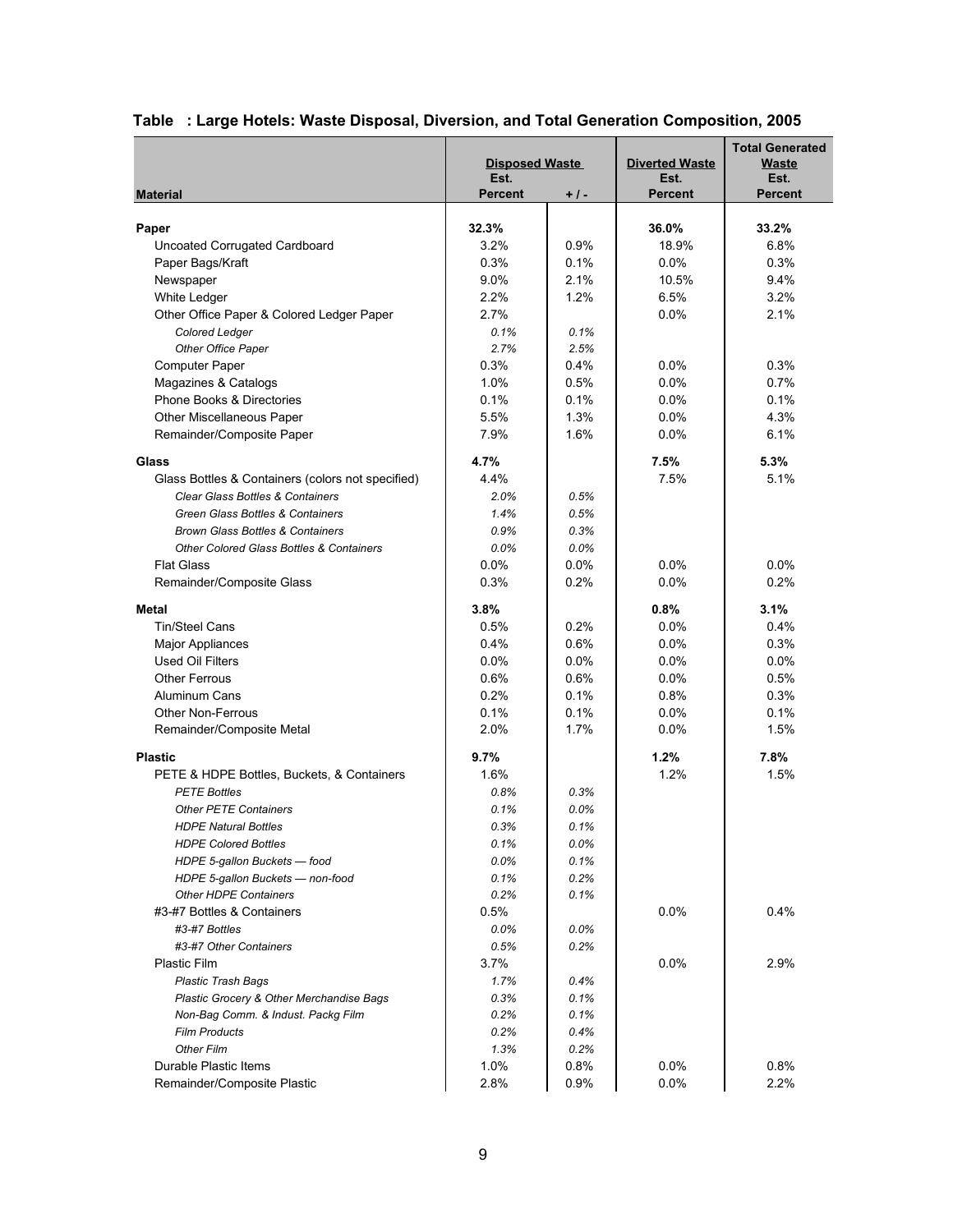**Table : Large Hotels: Waste Disposal, Diversion, and Total Generation Composition, 2005**

| Material | Disposed Waste Est. Percent | +/- | Diverted Waste Est. Percent | Total Generated Waste Est. Percent |
|---|---|---|---|---|
| **Paper** | **32.3%** | | **36.0%** | **33.2%** |
| Uncoated Corrugated Cardboard | 3.2% | 0.9% | 18.9% | 6.8% |
| Paper Bags/Kraft | 0.3% | 0.1% | 0.0% | 0.3% |
| Newspaper | 9.0% | 2.1% | 10.5% | 9.4% |
| White Ledger | 2.2% | 1.2% | 6.5% | 3.2% |
| Other Office Paper & Colored Ledger Paper | 2.7% | | 0.0% | 2.1% |
| *Colored Ledger* | *0.1%* | *0.1%* | | |
| *Other Office Paper* | *2.7%* | *2.5%* | | |
| Computer Paper | 0.3% | 0.4% | 0.0% | 0.3% |
| Magazines & Catalogs | 1.0% | 0.5% | 0.0% | 0.7% |
| Phone Books & Directories | 0.1% | 0.1% | 0.0% | 0.1% |
| Other Miscellaneous Paper | 5.5% | 1.3% | 0.0% | 4.3% |
| Remainder/Composite Paper | 7.9% | 1.6% | 0.0% | 6.1% |
| **Glass** | **4.7%** | | **7.5%** | **5.3%** |
| Glass Bottles & Containers (colors not specified) | 4.4% | | 7.5% | 5.1% |
| *Clear Glass Bottles & Containers* | *2.0%* | *0.5%* | | |
| *Green Glass Bottles & Containers* | *1.4%* | *0.5%* | | |
| *Brown Glass Bottles & Containers* | *0.9%* | *0.3%* | | |
| *Other Colored Glass Bottles & Containers* | *0.0%* | *0.0%* | | |
| Flat Glass | 0.0% | 0.0% | 0.0% | 0.0% |
| Remainder/Composite Glass | 0.3% | 0.2% | 0.0% | 0.2% |
| **Metal** | **3.8%** | | **0.8%** | **3.1%** |
| Tin/Steel Cans | 0.5% | 0.2% | 0.0% | 0.4% |
| Major Appliances | 0.4% | 0.6% | 0.0% | 0.3% |
| Used Oil Filters | 0.0% | 0.0% | 0.0% | 0.0% |
| Other Ferrous | 0.6% | 0.6% | 0.0% | 0.5% |
| Aluminum Cans | 0.2% | 0.1% | 0.8% | 0.3% |
| Other Non-Ferrous | 0.1% | 0.1% | 0.0% | 0.1% |
| Remainder/Composite Metal | 2.0% | 1.7% | 0.0% | 1.5% |
| **Plastic** | **9.7%** | | **1.2%** | **7.8%** |
| PETE & HDPE Bottles, Buckets, & Containers | 1.6% | | 1.2% | 1.5% |
| *PETE Bottles* | *0.8%* | *0.3%* | | |
| *Other PETE Containers* | *0.1%* | *0.0%* | | |
| *HDPE Natural Bottles* | *0.3%* | *0.1%* | | |
| *HDPE Colored Bottles* | *0.1%* | *0.0%* | | |
| *HDPE 5-gallon Buckets — food* | *0.0%* | *0.1%* | | |
| *HDPE 5-gallon Buckets — non-food* | *0.1%* | *0.2%* | | |
| *Other HDPE Containers* | *0.2%* | *0.1%* | | |
| #3-#7 Bottles & Containers | 0.5% | | 0.0% | 0.4% |
| *#3-#7 Bottles* | *0.0%* | *0.0%* | | |
| *#3-#7 Other Containers* | *0.5%* | *0.2%* | | |
| Plastic Film | 3.7% | | 0.0% | 2.9% |
| *Plastic Trash Bags* | *1.7%* | *0.4%* | | |
| *Plastic Grocery & Other Merchandise Bags* | *0.3%* | *0.1%* | | |
| *Non-Bag Comm. & Indust. Packg Film* | *0.2%* | *0.1%* | | |
| *Film Products* | *0.2%* | *0.4%* | | |
| *Other Film* | *1.3%* | *0.2%* | | |
| Durable Plastic Items | 1.0% | 0.8% | 0.0% | 0.8% |
| Remainder/Composite Plastic | 2.8% | 0.9% | 0.0% | 2.2% |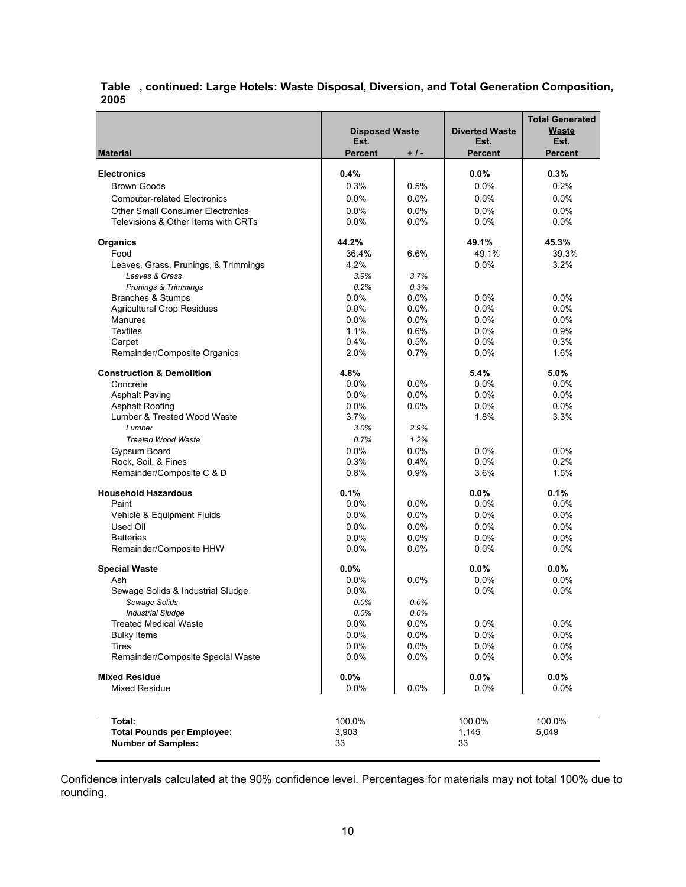**Table , continued: Large Hotels: Waste Disposal, Diversion, and Total Generation Composition, 2005**

| | Disposed Waste | | Diverted Waste | Total Generated Waste |
|---|---|---|---|---|
| **Material** | **Est. Percent** | **+ / -** | **Est. Percent** | **Est. Percent** |
| **Electronics** | **0.4%** | | **0.0%** | **0.3%** |
| Brown Goods | 0.3% | 0.5% | 0.0% | 0.2% |
| Computer-related Electronics | 0.0% | 0.0% | 0.0% | 0.0% |
| Other Small Consumer Electronics | 0.0% | 0.0% | 0.0% | 0.0% |
| Televisions & Other Items with CRTs | 0.0% | 0.0% | 0.0% | 0.0% |
| **Organics** | **44.2%** | | **49.1%** | **45.3%** |
| Food | 36.4% | 6.6% | 49.1% | 39.3% |
| Leaves, Grass, Prunings, & Trimmings | 4.2% | | 0.0% | 3.2% |
| *Leaves & Grass* | *3.9%* | *3.7%* | | |
| *Prunings & Trimmings* | *0.2%* | *0.3%* | | |
| Branches & Stumps | 0.0% | 0.0% | 0.0% | 0.0% |
| Agricultural Crop Residues | 0.0% | 0.0% | 0.0% | 0.0% |
| Manures | 0.0% | 0.0% | 0.0% | 0.0% |
| Textiles | 1.1% | 0.6% | 0.0% | 0.9% |
| Carpet | 0.4% | 0.5% | 0.0% | 0.3% |
| Remainder/Composite Organics | 2.0% | 0.7% | 0.0% | 1.6% |
| **Construction & Demolition** | **4.8%** | | **5.4%** | **5.0%** |
| Concrete | 0.0% | 0.0% | 0.0% | 0.0% |
| Asphalt Paving | 0.0% | 0.0% | 0.0% | 0.0% |
| Asphalt Roofing | 0.0% | 0.0% | 0.0% | 0.0% |
| Lumber & Treated Wood Waste | 3.7% | | 1.8% | 3.3% |
| *Lumber* | *3.0%* | *2.9%* | | |
| *Treated Wood Waste* | *0.7%* | *1.2%* | | |
| Gypsum Board | 0.0% | 0.0% | 0.0% | 0.0% |
| Rock, Soil, & Fines | 0.3% | 0.4% | 0.0% | 0.2% |
| Remainder/Composite C & D | 0.8% | 0.9% | 3.6% | 1.5% |
| **Household Hazardous** | **0.1%** | | **0.0%** | **0.1%** |
| Paint | 0.0% | 0.0% | 0.0% | 0.0% |
| Vehicle & Equipment Fluids | 0.0% | 0.0% | 0.0% | 0.0% |
| Used Oil | 0.0% | 0.0% | 0.0% | 0.0% |
| Batteries | 0.0% | 0.0% | 0.0% | 0.0% |
| Remainder/Composite HHW | 0.0% | 0.0% | 0.0% | 0.0% |
| **Special Waste** | **0.0%** | | **0.0%** | **0.0%** |
| Ash | 0.0% | 0.0% | 0.0% | 0.0% |
| Sewage Solids & Industrial Sludge | 0.0% | | 0.0% | 0.0% |
| *Sewage Solids* | *0.0%* | *0.0%* | | |
| *Industrial Sludge* | *0.0%* | *0.0%* | | |
| Treated Medical Waste | 0.0% | 0.0% | 0.0% | 0.0% |
| Bulky Items | 0.0% | 0.0% | 0.0% | 0.0% |
| Tires | 0.0% | 0.0% | 0.0% | 0.0% |
| Remainder/Composite Special Waste | 0.0% | 0.0% | 0.0% | 0.0% |
| **Mixed Residue** | **0.0%** | | **0.0%** | **0.0%** |
| Mixed Residue | 0.0% | 0.0% | 0.0% | 0.0% |
| **Total:** | 100.0% | | 100.0% | 100.0% |
| **Total Pounds per Employee:** | 3,903 | | 1,145 | 5,049 |
| **Number of Samples:** | 33 | | 33 | |

Confidence intervals calculated at the 90% confidence level. Percentages for materials may not total 100% due to rounding.